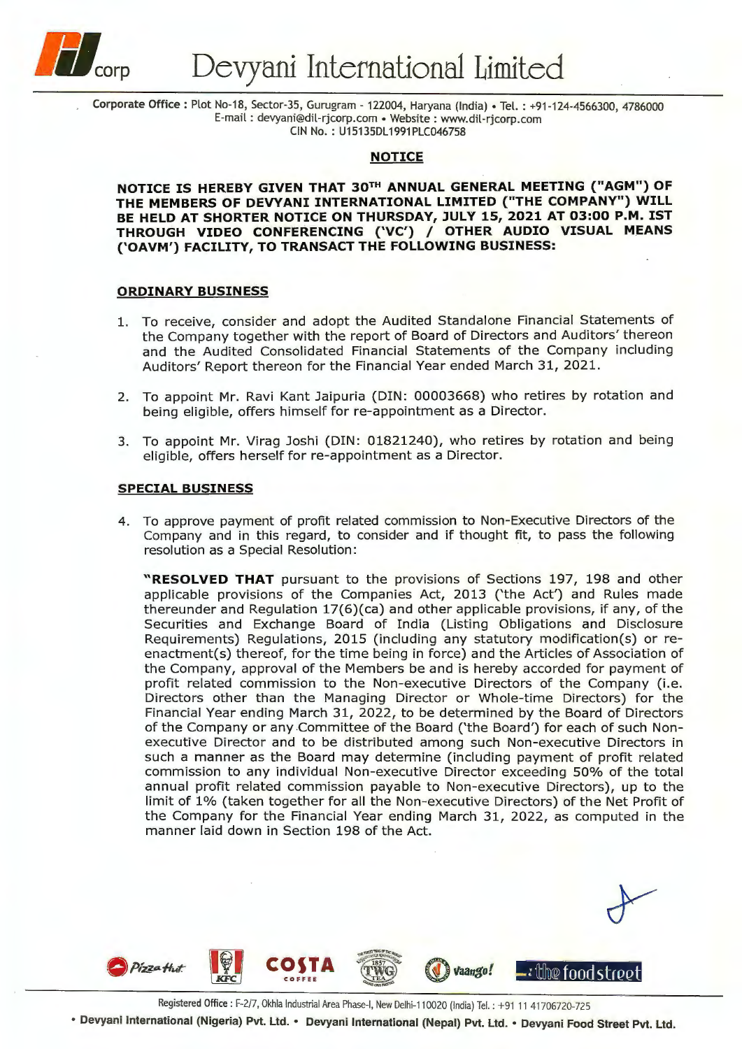# Devyani International Limited

Corporate Office : Plot No-18, Sector-35, Gurugram - 122004, Haryana (India) • Tel. : +91-124-4566300, 4786000
E-mail : devyani@dil-rjcorp.com • Website : www.dil-rjcorp.com
CIN No. : U15135DL1991PLC046758

## NOTICE

**NOTICE IS HEREBY GIVEN THAT 30TH ANNUAL GENERAL MEETING ("AGM") OF THE MEMBERS OF DEVYANI INTERNATIONAL LIMITED ("THE COMPANY") WILL BE HELD AT SHORTER NOTICE ON THURSDAY, JULY 15, 2021 AT 03:00 P.M. IST THROUGH VIDEO CONFERENCING ('VC') / OTHER AUDIO VISUAL MEANS ('OAVM') FACILITY, TO TRANSACT THE FOLLOWING BUSINESS:**

### ORDINARY BUSINESS

1. To receive, consider and adopt the Audited Standalone Financial Statements of the Company together with the report of Board of Directors and Auditors' thereon and the Audited Consolidated Financial Statements of the Company including Auditors' Report thereon for the Financial Year ended March 31, 2021.

2. To appoint Mr. Ravi Kant Jaipuria (DIN: 00003668) who retires by rotation and being eligible, offers himself for re-appointment as a Director.

3. To appoint Mr. Virag Joshi (DIN: 01821240), who retires by rotation and being eligible, offers herself for re-appointment as a Director.

### SPECIAL BUSINESS

4. To approve payment of profit related commission to Non-Executive Directors of the Company and in this regard, to consider and if thought fit, to pass the following resolution as a Special Resolution:

   **"RESOLVED THAT** pursuant to the provisions of Sections 197, 198 and other applicable provisions of the Companies Act, 2013 ('the Act') and Rules made thereunder and Regulation 17(6)(ca) and other applicable provisions, if any, of the Securities and Exchange Board of India (Listing Obligations and Disclosure Requirements) Regulations, 2015 (including any statutory modification(s) or re-enactment(s) thereof, for the time being in force) and the Articles of Association of the Company, approval of the Members be and is hereby accorded for payment of profit related commission to the Non-executive Directors of the Company (i.e. Directors other than the Managing Director or Whole-time Directors) for the Financial Year ending March 31, 2022, to be determined by the Board of Directors of the Company or any Committee of the Board ('the Board') for each of such Non-executive Director and to be distributed among such Non-executive Directors in such a manner as the Board may determine (including payment of profit related commission to any individual Non-executive Director exceeding 50% of the total annual profit related commission payable to Non-executive Directors), up to the limit of 1% (taken together for all the Non-executive Directors) of the Net Profit of the Company for the Financial Year ending March 31, 2022, as computed in the manner laid down in Section 198 of the Act.

Registered Office : F-2/7, Okhla Industrial Area Phase-I, New Delhi-110020 (India) Tel. : +91 11 41706720-725

• Devyani International (Nigeria) Pvt. Ltd. • Devyani International (Nepal) Pvt. Ltd. • Devyani Food Street Pvt. Ltd.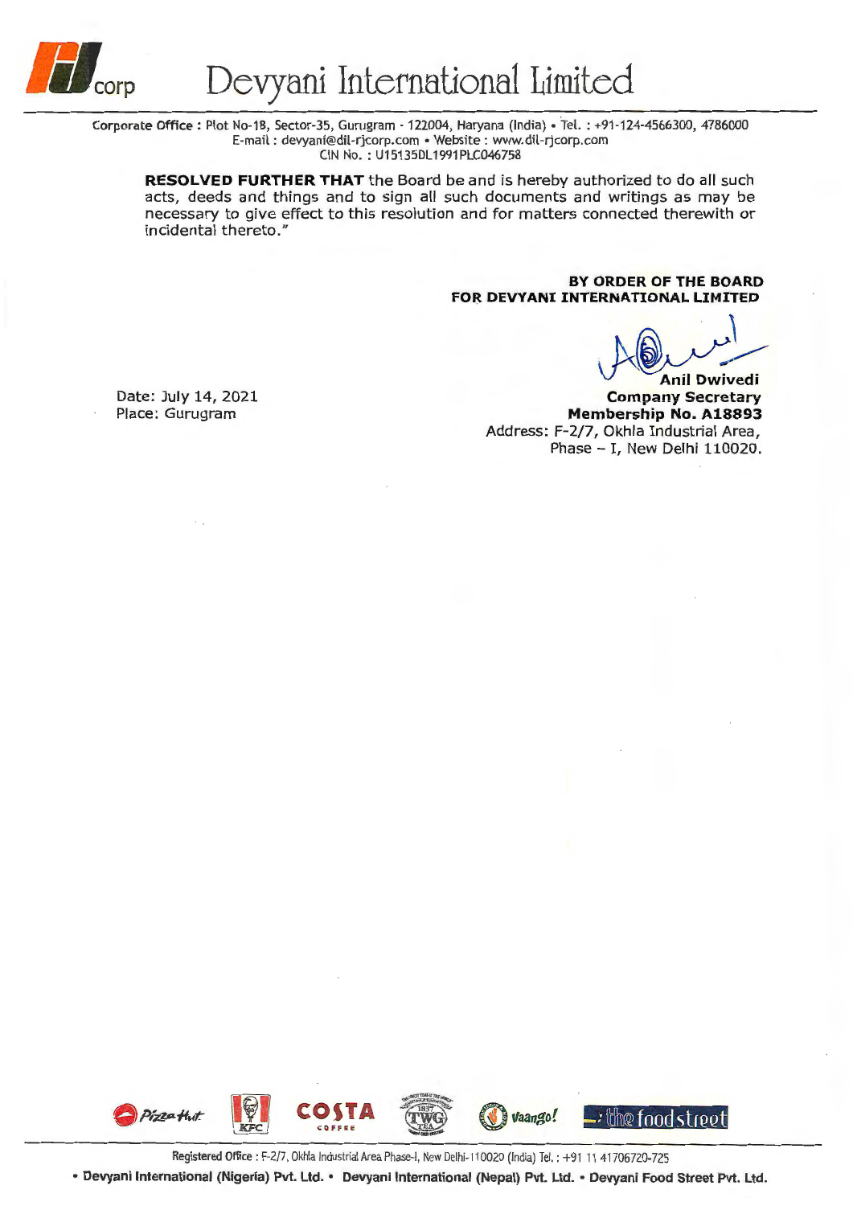**RESOLVED FURTHER THAT** the Board be and is hereby authorized to do all such acts, deeds and things and to sign all such documents and writings as may be necessary to give effect to this resolution and for matters connected therewith or incidental thereto."

**BY ORDER OF THE BOARD**
**FOR DEVYANI INTERNATIONAL LIMITED**

**Anil Dwivedi**
**Company Secretary**
**Membership No. A18893**
Address: F-2/7, Okhla Industrial Area,
Phase – I, New Delhi 110020.

Date: July 14, 2021
Place: Gurugram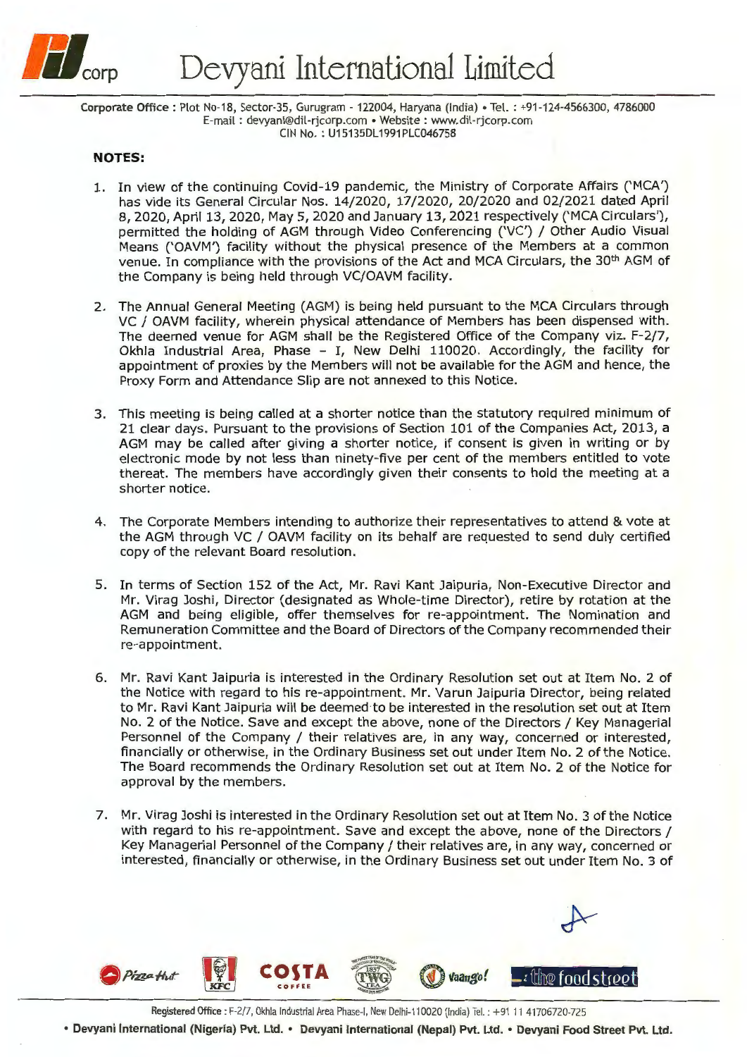**NOTES:**

1. In view of the continuing Covid-19 pandemic, the Ministry of Corporate Affairs ('MCA') has vide its General Circular Nos. 14/2020, 17/2020, 20/2020 and 02/2021 dated April 8, 2020, April 13, 2020, May 5, 2020 and January 13, 2021 respectively ('MCA Circulars'), permitted the holding of AGM through Video Conferencing ('VC') / Other Audio Visual Means ('OAVM') facility without the physical presence of the Members at a common venue. In compliance with the provisions of the Act and MCA Circulars, the 30th AGM of the Company is being held through VC/OAVM facility.

2. The Annual General Meeting (AGM) is being held pursuant to the MCA Circulars through VC / OAVM facility, wherein physical attendance of Members has been dispensed with. The deemed venue for AGM shall be the Registered Office of the Company viz. F-2/7, Okhla Industrial Area, Phase – I, New Delhi 110020. Accordingly, the facility for appointment of proxies by the Members will not be available for the AGM and hence, the Proxy Form and Attendance Slip are not annexed to this Notice.

3. This meeting is being called at a shorter notice than the statutory required minimum of 21 clear days. Pursuant to the provisions of Section 101 of the Companies Act, 2013, a AGM may be called after giving a shorter notice, if consent is given in writing or by electronic mode by not less than ninety-five per cent of the members entitled to vote thereat. The members have accordingly given their consents to hold the meeting at a shorter notice.

4. The Corporate Members intending to authorize their representatives to attend & vote at the AGM through VC / OAVM facility on its behalf are requested to send duly certified copy of the relevant Board resolution.

5. In terms of Section 152 of the Act, Mr. Ravi Kant Jaipuria, Non-Executive Director and Mr. Virag Joshi, Director (designated as Whole-time Director), retire by rotation at the AGM and being eligible, offer themselves for re-appointment. The Nomination and Remuneration Committee and the Board of Directors of the Company recommended their re-appointment.

6. Mr. Ravi Kant Jaipuria is interested in the Ordinary Resolution set out at Item No. 2 of the Notice with regard to his re-appointment. Mr. Varun Jaipuria Director, being related to Mr. Ravi Kant Jaipuria will be deemed to be interested in the resolution set out at Item No. 2 of the Notice. Save and except the above, none of the Directors / Key Managerial Personnel of the Company / their relatives are, in any way, concerned or interested, financially or otherwise, in the Ordinary Business set out under Item No. 2 of the Notice. The Board recommends the Ordinary Resolution set out at Item No. 2 of the Notice for approval by the members.

7. Mr. Virag Joshi is interested in the Ordinary Resolution set out at Item No. 3 of the Notice with regard to his re-appointment. Save and except the above, none of the Directors / Key Managerial Personnel of the Company / their relatives are, in any way, concerned or interested, financially or otherwise, in the Ordinary Business set out under Item No. 3 of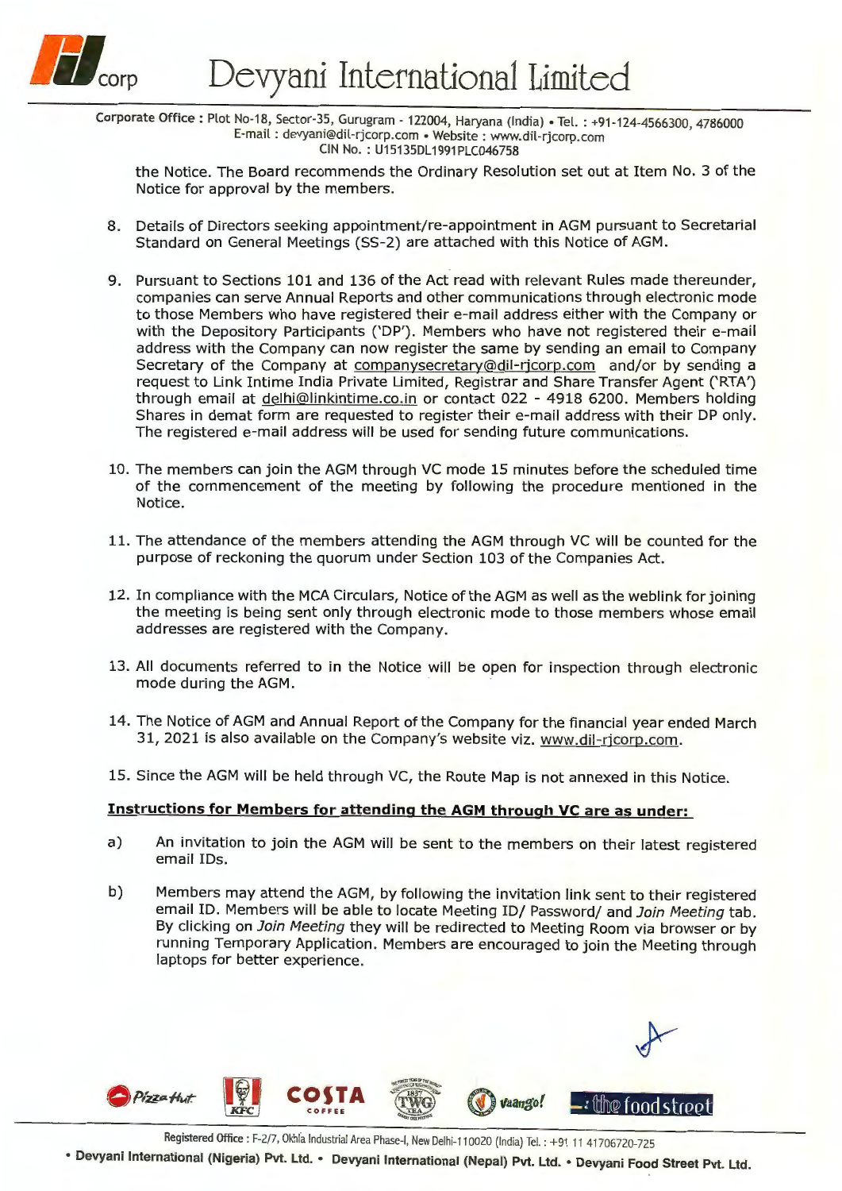the Notice. The Board recommends the Ordinary Resolution set out at Item No. 3 of the Notice for approval by the members.

8. Details of Directors seeking appointment/re-appointment in AGM pursuant to Secretarial Standard on General Meetings (SS-2) are attached with this Notice of AGM.

9. Pursuant to Sections 101 and 136 of the Act read with relevant Rules made thereunder, companies can serve Annual Reports and other communications through electronic mode to those Members who have registered their e-mail address either with the Company or with the Depository Participants ('DP'). Members who have not registered their e-mail address with the Company can now register the same by sending an email to Company Secretary of the Company at companysecretary@dil-rjcorp.com and/or by sending a request to Link Intime India Private Limited, Registrar and Share Transfer Agent ('RTA') through email at delhi@linkintime.co.in or contact 022 - 4918 6200. Members holding Shares in demat form are requested to register their e-mail address with their DP only. The registered e-mail address will be used for sending future communications.

10. The members can join the AGM through VC mode 15 minutes before the scheduled time of the commencement of the meeting by following the procedure mentioned in the Notice.

11. The attendance of the members attending the AGM through VC will be counted for the purpose of reckoning the quorum under Section 103 of the Companies Act.

12. In compliance with the MCA Circulars, Notice of the AGM as well as the weblink for joining the meeting is being sent only through electronic mode to those members whose email addresses are registered with the Company.

13. All documents referred to in the Notice will be open for inspection through electronic mode during the AGM.

14. The Notice of AGM and Annual Report of the Company for the financial year ended March 31, 2021 is also available on the Company's website viz. www.dil-rjcorp.com.

15. Since the AGM will be held through VC, the Route Map is not annexed in this Notice.

**Instructions for Members for attending the AGM through VC are as under:**

a) An invitation to join the AGM will be sent to the members on their latest registered email IDs.

b) Members may attend the AGM, by following the invitation link sent to their registered email ID. Members will be able to locate Meeting ID/ Password/ and *Join Meeting* tab. By clicking on *Join Meeting* they will be redirected to Meeting Room via browser or by running Temporary Application. Members are encouraged to join the Meeting through laptops for better experience.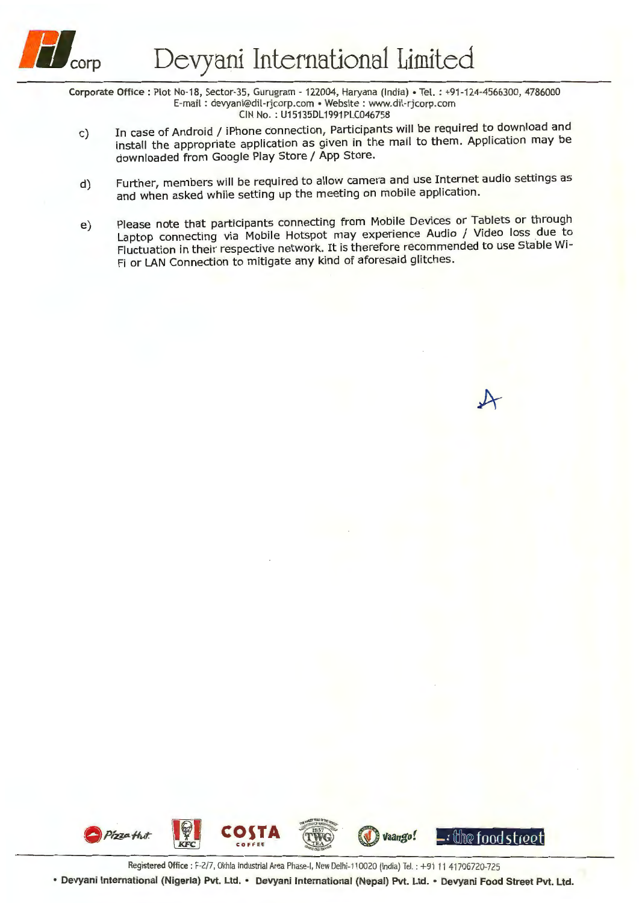c) In case of Android / iPhone connection, Participants will be required to download and install the appropriate application as given in the mail to them. Application may be downloaded from Google Play Store / App Store.

d) Further, members will be required to allow camera and use Internet audio settings as and when asked while setting up the meeting on mobile application.

e) Please note that participants connecting from Mobile Devices or Tablets or through Laptop connecting via Mobile Hotspot may experience Audio / Video loss due to Fluctuation in their respective network. It is therefore recommended to use Stable Wi-Fi or LAN Connection to mitigate any kind of aforesaid glitches.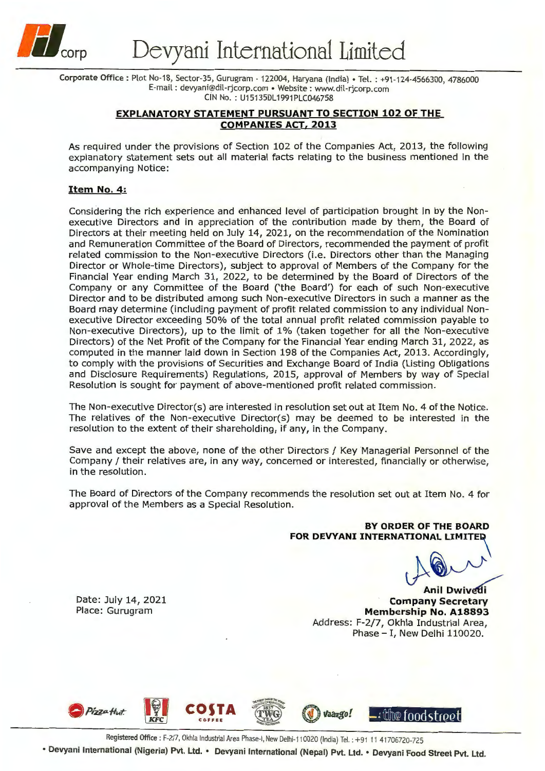# Devyani International Limited

**Corporate Office :** Plot No-18, Sector-35, Gurugram - 122004, Haryana (India) • Tel. : +91-124-4566300, 4786000
E-mail : devyani@dil-rjcorp.com • Website : www.dil-rjcorp.com
CIN No. : U15135DL1991PLC046758

## EXPLANATORY STATEMENT PURSUANT TO SECTION 102 OF THE COMPANIES ACT, 2013

As required under the provisions of Section 102 of the Companies Act, 2013, the following explanatory statement sets out all material facts relating to the business mentioned in the accompanying Notice:

### Item No. 4:

Considering the rich experience and enhanced level of participation brought in by the Non-executive Directors and in appreciation of the contribution made by them, the Board of Directors at their meeting held on July 14, 2021, on the recommendation of the Nomination and Remuneration Committee of the Board of Directors, recommended the payment of profit related commission to the Non-executive Directors (i.e. Directors other than the Managing Director or Whole-time Directors), subject to approval of Members of the Company for the Financial Year ending March 31, 2022, to be determined by the Board of Directors of the Company or any Committee of the Board ('the Board') for each of such Non-executive Director and to be distributed among such Non-executive Directors in such a manner as the Board may determine (including payment of profit related commission to any individual Non-executive Director exceeding 50% of the total annual profit related commission payable to Non-executive Directors), up to the limit of 1% (taken together for all the Non-executive Directors) of the Net Profit of the Company for the Financial Year ending March 31, 2022, as computed in the manner laid down in Section 198 of the Companies Act, 2013. Accordingly, to comply with the provisions of Securities and Exchange Board of India (Listing Obligations and Disclosure Requirements) Regulations, 2015, approval of Members by way of Special Resolution is sought for payment of above-mentioned profit related commission.

The Non-executive Director(s) are interested in resolution set out at Item No. 4 of the Notice. The relatives of the Non-executive Director(s) may be deemed to be interested in the resolution to the extent of their shareholding, if any, in the Company.

Save and except the above, none of the other Directors / Key Managerial Personnel of the Company / their relatives are, in any way, concerned or interested, financially or otherwise, in the resolution.

The Board of Directors of the Company recommends the resolution set out at Item No. 4 for approval of the Members as a Special Resolution.

**BY ORDER OF THE BOARD**
**FOR DEVYANI INTERNATIONAL LIMITED**

**Anil Dwivedi**
**Company Secretary**
**Membership No. A18893**
Address: F-2/7, Okhla Industrial Area,
Phase – I, New Delhi 110020.

Date: July 14, 2021
Place: Gurugram

Registered Office : F-2/7, Okhla Industrial Area Phase-I, New Delhi-110020 (India) Tel. : +91 11 41706720-725

• **Devyani International (Nigeria) Pvt. Ltd.** • **Devyani International (Nepal) Pvt. Ltd.** • **Devyani Food Street Pvt. Ltd.**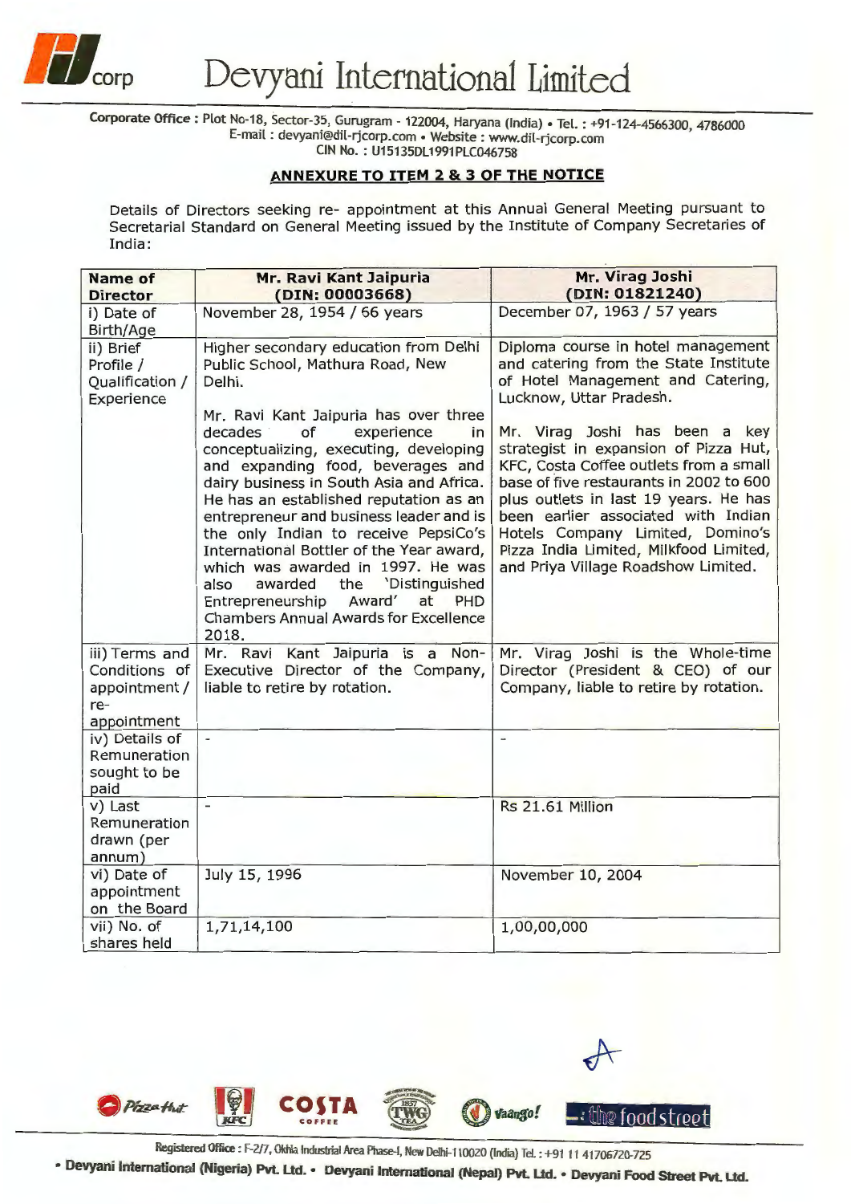# Devyani International Limited

**Corporate Office :** Plot No-18, Sector-35, Gurugram - 122004, Haryana (India) • Tel. : +91-124-4566300, 4786000
E-mail : devyani@dil-rjcorp.com • Website : www.dil-rjcorp.com
CIN No. : U15135DL1991PLC046758

## ANNEXURE TO ITEM 2 & 3 OF THE NOTICE

Details of Directors seeking re- appointment at this Annual General Meeting pursuant to Secretarial Standard on General Meeting issued by the Institute of Company Secretaries of India:

| Name of Director | Mr. Ravi Kant Jaipuria (DIN: 00003668) | Mr. Virag Joshi (DIN: 01821240) |
|---|---|---|
| i) Date of Birth/Age | November 28, 1954 / 66 years | December 07, 1963 / 57 years |
| ii) Brief Profile / Qualification / Experience | Higher secondary education from Delhi Public School, Mathura Road, New Delhi.<br><br>Mr. Ravi Kant Jaipuria has over three decades of experience in conceptualizing, executing, developing and expanding food, beverages and dairy business in South Asia and Africa. He has an established reputation as an entrepreneur and business leader and is the only Indian to receive PepsiCo's International Bottler of the Year award, which was awarded in 1997. He was also awarded the 'Distinguished Entrepreneurship Award' at PHD Chambers Annual Awards for Excellence 2018. | Diploma course in hotel management and catering from the State Institute of Hotel Management and Catering, Lucknow, Uttar Pradesh.<br><br>Mr. Virag Joshi has been a key strategist in expansion of Pizza Hut, KFC, Costa Coffee outlets from a small base of five restaurants in 2002 to 600 plus outlets in last 19 years. He has been earlier associated with Indian Hotels Company Limited, Domino's Pizza India Limited, Milkfood Limited, and Priya Village Roadshow Limited. |
| iii) Terms and Conditions of appointment / re-appointment | Mr. Ravi Kant Jaipuria is a Non-Executive Director of the Company, liable to retire by rotation. | Mr. Virag Joshi is the Whole-time Director (President & CEO) of our Company, liable to retire by rotation. |
| iv) Details of Remuneration sought to be paid | - | - |
| v) Last Remuneration drawn (per annum) | - | Rs 21.61 Million |
| vi) Date of appointment on the Board | July 15, 1996 | November 10, 2004 |
| vii) No. of shares held | 1,71,14,100 | 1,00,00,000 |

**Registered Office :** F-2/7, Okhla Industrial Area Phase-I, New Delhi-110020 (India) Tel. : +91 11 41706720-725

• Devyani International (Nigeria) Pvt. Ltd. • Devyani International (Nepal) Pvt. Ltd. • Devyani Food Street Pvt. Ltd.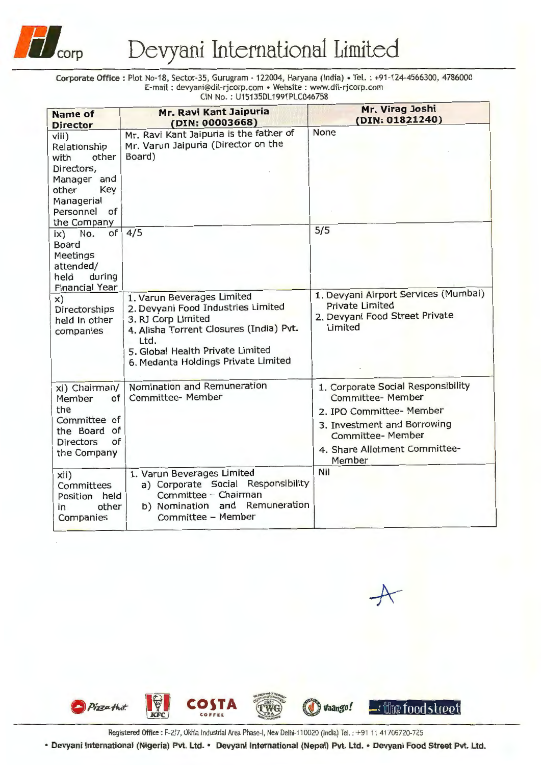| Name of Director | Mr. Ravi Kant Jaipuria (DIN: 00003668) | Mr. Virag Joshi (DIN: 01821240) |
|---|---|---|
| viii) Relationship with other Directors, Manager and other Key Managerial Personnel of the Company | Mr. Ravi Kant Jaipuria is the father of Mr. Varun Jaipuria (Director on the Board) | None |
| ix) No. of Board Meetings attended/ held during Financial Year | 4/5 | 5/5 |
| x) Directorships held in other companies | 1. Varun Beverages Limited<br>2. Devyani Food Industries Limited<br>3. RJ Corp Limited<br>4. Alisha Torrent Closures (India) Pvt. Ltd.<br>5. Global Health Private Limited<br>6. Medanta Holdings Private Limited | 1. Devyani Airport Services (Mumbai) Private Limited<br>2. Devyani Food Street Private Limited |
| xi) Chairman/ Member of the Committee of the Board of Directors of the Company | Nomination and Remuneration Committee- Member | 1. Corporate Social Responsibility Committee- Member<br>2. IPO Committee- Member<br>3. Investment and Borrowing Committee- Member<br>4. Share Allotment Committee- Member |
| xii) Committees Position held in other Companies | 1. Varun Beverages Limited<br>a) Corporate Social Responsibility Committee – Chairman<br>b) Nomination and Remuneration Committee – Member | Nil |